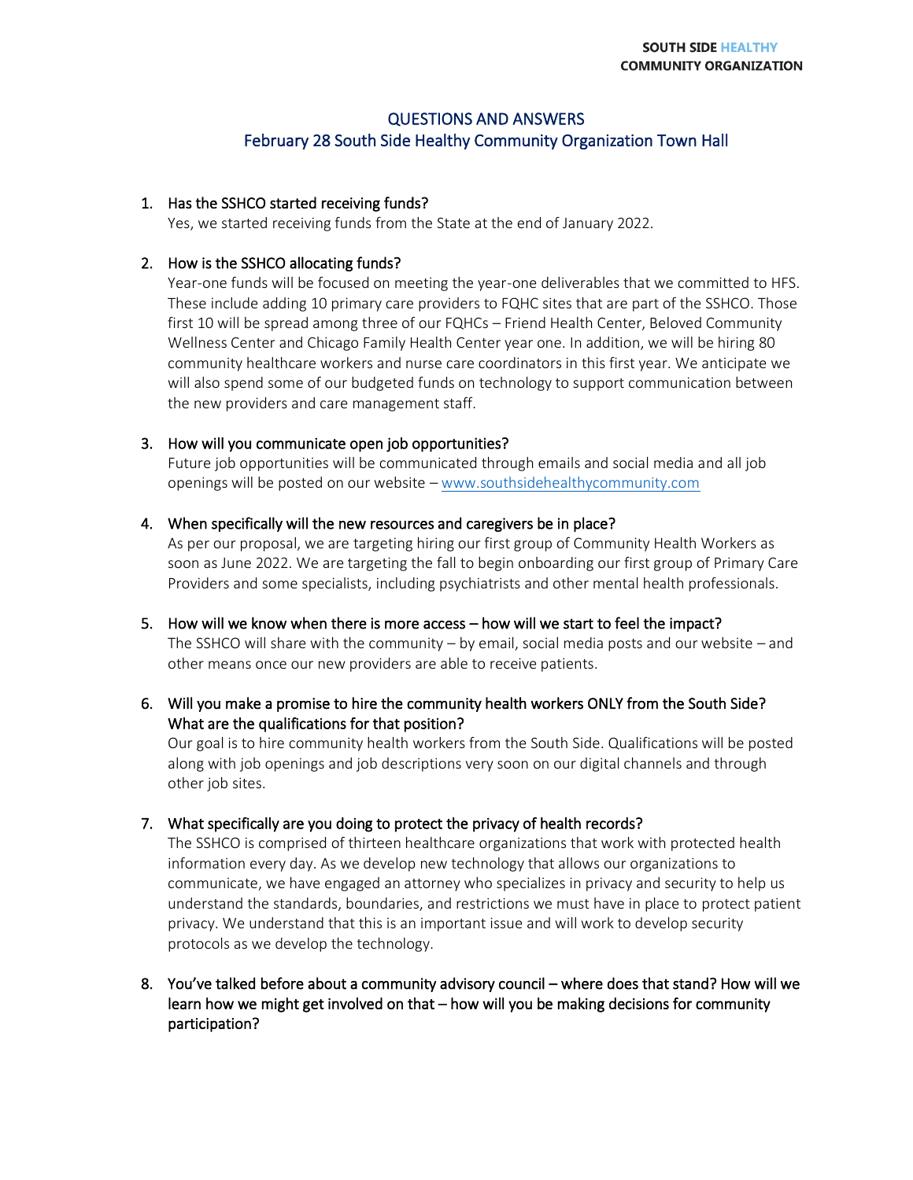SOUTH SIDE HEALTHY COMMUNITY ORGANIZATION

# QUESTIONS AND ANSWERS
## February 28 South Side Healthy Community Organization Town Hall

1. **Has the SSHCO started receiving funds?**
   Yes, we started receiving funds from the State at the end of January 2022.

2. **How is the SSHCO allocating funds?**
   Year-one funds will be focused on meeting the year-one deliverables that we committed to HFS. These include adding 10 primary care providers to FQHC sites that are part of the SSHCO. Those first 10 will be spread among three of our FQHCs – Friend Health Center, Beloved Community Wellness Center and Chicago Family Health Center year one. In addition, we will be hiring 80 community healthcare workers and nurse care coordinators in this first year. We anticipate we will also spend some of our budgeted funds on technology to support communication between the new providers and care management staff.

3. **How will you communicate open job opportunities?**
   Future job opportunities will be communicated through emails and social media and all job openings will be posted on our website – [www.southsidehealthycommunity.com](http://www.southsidehealthycommunity.com)

4. **When specifically will the new resources and caregivers be in place?**
   As per our proposal, we are targeting hiring our first group of Community Health Workers as soon as June 2022. We are targeting the fall to begin onboarding our first group of Primary Care Providers and some specialists, including psychiatrists and other mental health professionals.

5. **How will we know when there is more access – how will we start to feel the impact?**
   The SSHCO will share with the community – by email, social media posts and our website – and other means once our new providers are able to receive patients.

6. **Will you make a promise to hire the community health workers ONLY from the South Side? What are the qualifications for that position?**
   Our goal is to hire community health workers from the South Side. Qualifications will be posted along with job openings and job descriptions very soon on our digital channels and through other job sites.

7. **What specifically are you doing to protect the privacy of health records?**
   The SSHCO is comprised of thirteen healthcare organizations that work with protected health information every day. As we develop new technology that allows our organizations to communicate, we have engaged an attorney who specializes in privacy and security to help us understand the standards, boundaries, and restrictions we must have in place to protect patient privacy. We understand that this is an important issue and will work to develop security protocols as we develop the technology.

8. **You've talked before about a community advisory council – where does that stand? How will we learn how we might get involved on that – how will you be making decisions for community participation?**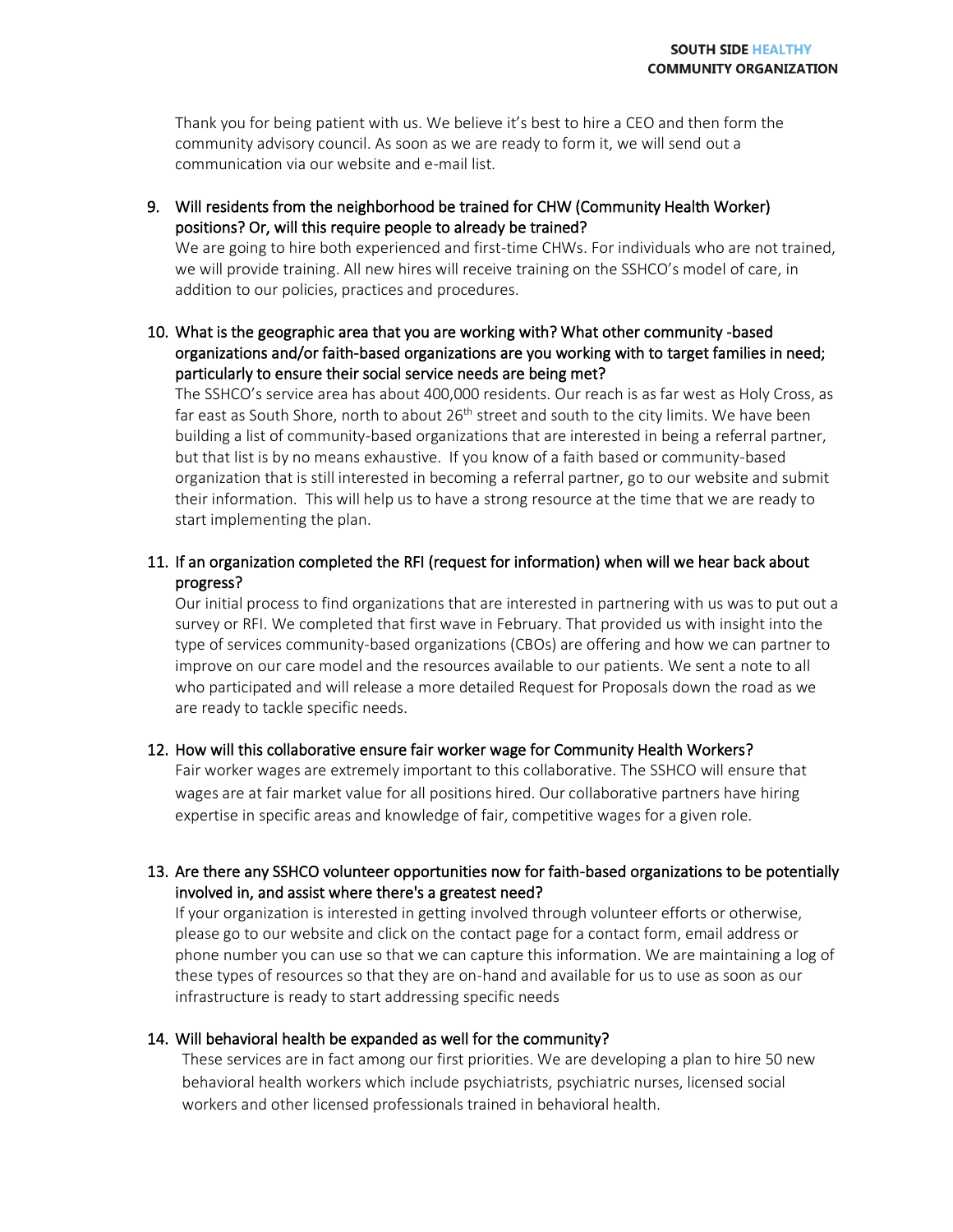Thank you for being patient with us. We believe it's best to hire a CEO and then form the community advisory council. As soon as we are ready to form it, we will send out a communication via our website and e-mail list.

9. **Will residents from the neighborhood be trained for CHW (Community Health Worker) positions? Or, will this require people to already be trained?**
   We are going to hire both experienced and first-time CHWs. For individuals who are not trained, we will provide training. All new hires will receive training on the SSHCO's model of care, in addition to our policies, practices and procedures.

10. **What is the geographic area that you are working with? What other community -based organizations and/or faith-based organizations are you working with to target families in need; particularly to ensure their social service needs are being met?**
    The SSHCO's service area has about 400,000 residents. Our reach is as far west as Holy Cross, as far east as South Shore, north to about 26th street and south to the city limits. We have been building a list of community-based organizations that are interested in being a referral partner, but that list is by no means exhaustive. If you know of a faith based or community-based organization that is still interested in becoming a referral partner, go to our website and submit their information. This will help us to have a strong resource at the time that we are ready to start implementing the plan.

11. **If an organization completed the RFI (request for information) when will we hear back about progress?**
    Our initial process to find organizations that are interested in partnering with us was to put out a survey or RFI. We completed that first wave in February. That provided us with insight into the type of services community-based organizations (CBOs) are offering and how we can partner to improve on our care model and the resources available to our patients. We sent a note to all who participated and will release a more detailed Request for Proposals down the road as we are ready to tackle specific needs.

12. **How will this collaborative ensure fair worker wage for Community Health Workers?**
    Fair worker wages are extremely important to this collaborative. The SSHCO will ensure that wages are at fair market value for all positions hired. Our collaborative partners have hiring expertise in specific areas and knowledge of fair, competitive wages for a given role.

13. **Are there any SSHCO volunteer opportunities now for faith-based organizations to be potentially involved in, and assist where there's a greatest need?**
    If your organization is interested in getting involved through volunteer efforts or otherwise, please go to our website and click on the contact page for a contact form, email address or phone number you can use so that we can capture this information. We are maintaining a log of these types of resources so that they are on-hand and available for us to use as soon as our infrastructure is ready to start addressing specific needs

14. **Will behavioral health be expanded as well for the community?**
    These services are in fact among our first priorities. We are developing a plan to hire 50 new behavioral health workers which include psychiatrists, psychiatric nurses, licensed social workers and other licensed professionals trained in behavioral health.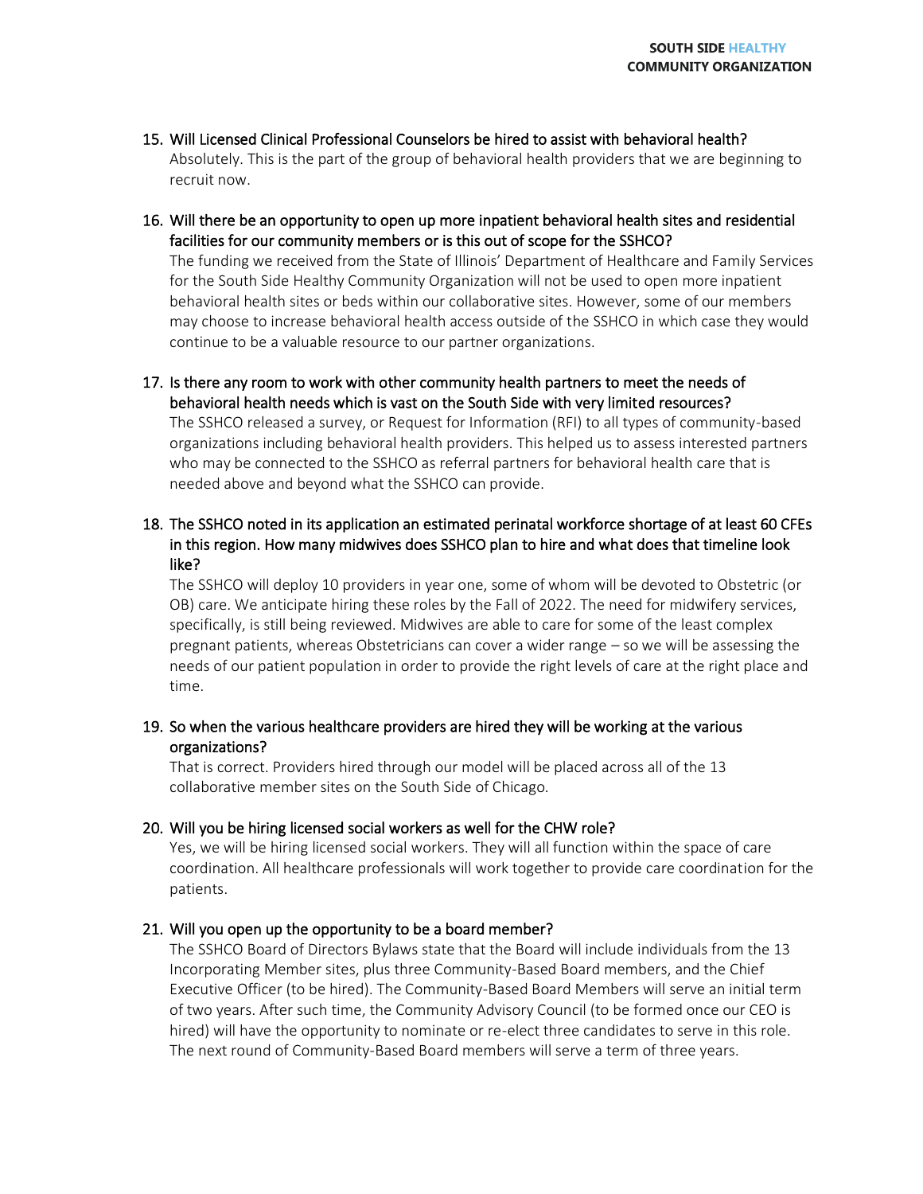15. Will Licensed Clinical Professional Counselors be hired to assist with behavioral health?
    Absolutely. This is the part of the group of behavioral health providers that we are beginning to recruit now.

16. Will there be an opportunity to open up more inpatient behavioral health sites and residential facilities for our community members or is this out of scope for the SSHCO?
    The funding we received from the State of Illinois' Department of Healthcare and Family Services for the South Side Healthy Community Organization will not be used to open more inpatient behavioral health sites or beds within our collaborative sites. However, some of our members may choose to increase behavioral health access outside of the SSHCO in which case they would continue to be a valuable resource to our partner organizations.

17. Is there any room to work with other community health partners to meet the needs of behavioral health needs which is vast on the South Side with very limited resources?
    The SSHCO released a survey, or Request for Information (RFI) to all types of community-based organizations including behavioral health providers. This helped us to assess interested partners who may be connected to the SSHCO as referral partners for behavioral health care that is needed above and beyond what the SSHCO can provide.

18. The SSHCO noted in its application an estimated perinatal workforce shortage of at least 60 CFEs in this region. How many midwives does SSHCO plan to hire and what does that timeline look like?
    The SSHCO will deploy 10 providers in year one, some of whom will be devoted to Obstetric (or OB) care. We anticipate hiring these roles by the Fall of 2022. The need for midwifery services, specifically, is still being reviewed. Midwives are able to care for some of the least complex pregnant patients, whereas Obstetricians can cover a wider range – so we will be assessing the needs of our patient population in order to provide the right levels of care at the right place and time.

19. So when the various healthcare providers are hired they will be working at the various organizations?
    That is correct. Providers hired through our model will be placed across all of the 13 collaborative member sites on the South Side of Chicago.

20. Will you be hiring licensed social workers as well for the CHW role?
    Yes, we will be hiring licensed social workers. They will all function within the space of care coordination. All healthcare professionals will work together to provide care coordination for the patients.

21. Will you open up the opportunity to be a board member?
    The SSHCO Board of Directors Bylaws state that the Board will include individuals from the 13 Incorporating Member sites, plus three Community-Based Board members, and the Chief Executive Officer (to be hired). The Community-Based Board Members will serve an initial term of two years. After such time, the Community Advisory Council (to be formed once our CEO is hired) will have the opportunity to nominate or re-elect three candidates to serve in this role. The next round of Community-Based Board members will serve a term of three years.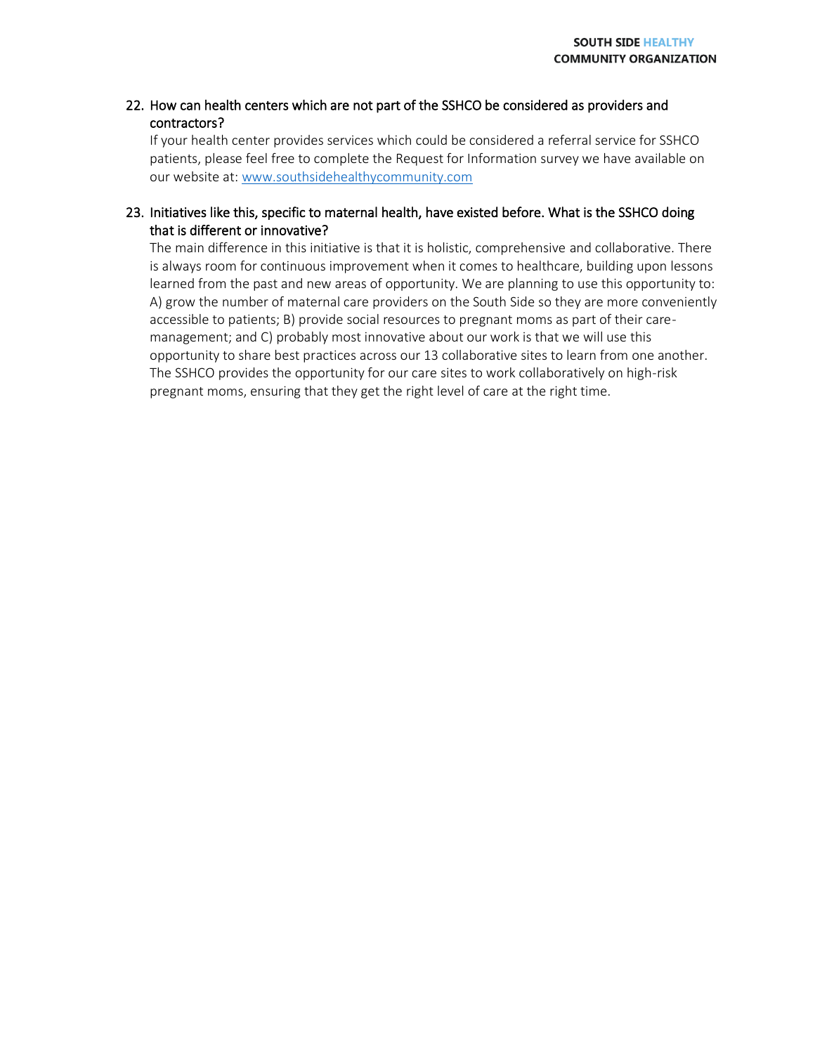22. **How can health centers which are not part of the SSHCO be considered as providers and contractors?**

    If your health center provides services which could be considered a referral service for SSHCO patients, please feel free to complete the Request for Information survey we have available on our website at: [www.southsidehealthycommunity.com](www.southsidehealthycommunity.com)

23. **Initiatives like this, specific to maternal health, have existed before. What is the SSHCO doing that is different or innovative?**

    The main difference in this initiative is that it is holistic, comprehensive and collaborative. There is always room for continuous improvement when it comes to healthcare, building upon lessons learned from the past and new areas of opportunity. We are planning to use this opportunity to: A) grow the number of maternal care providers on the South Side so they are more conveniently accessible to patients; B) provide social resources to pregnant moms as part of their care-management; and C) probably most innovative about our work is that we will use this opportunity to share best practices across our 13 collaborative sites to learn from one another. The SSHCO provides the opportunity for our care sites to work collaboratively on high-risk pregnant moms, ensuring that they get the right level of care at the right time.